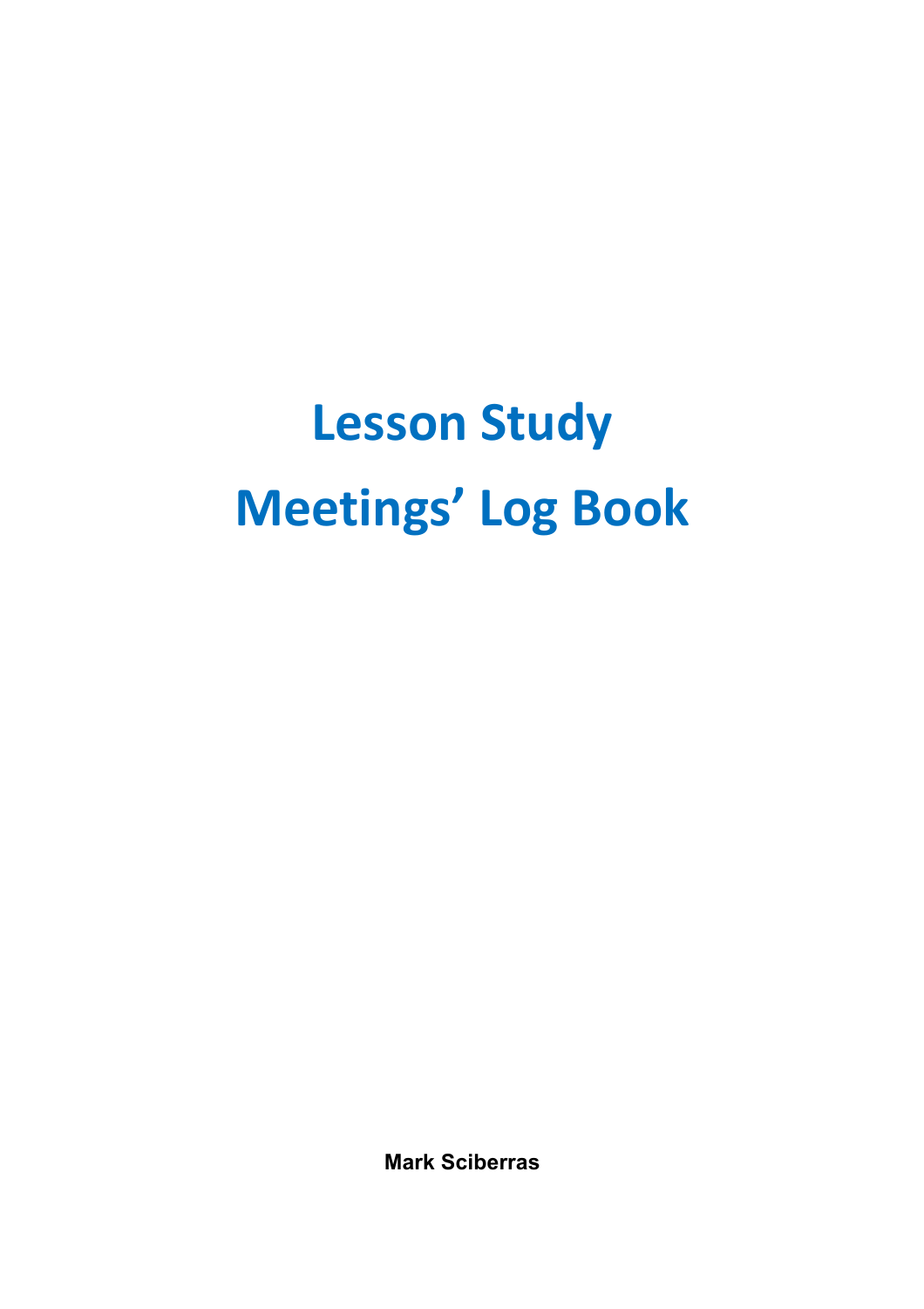# Lesson Study

# Meetings' Log Book

**Mark Sciberras**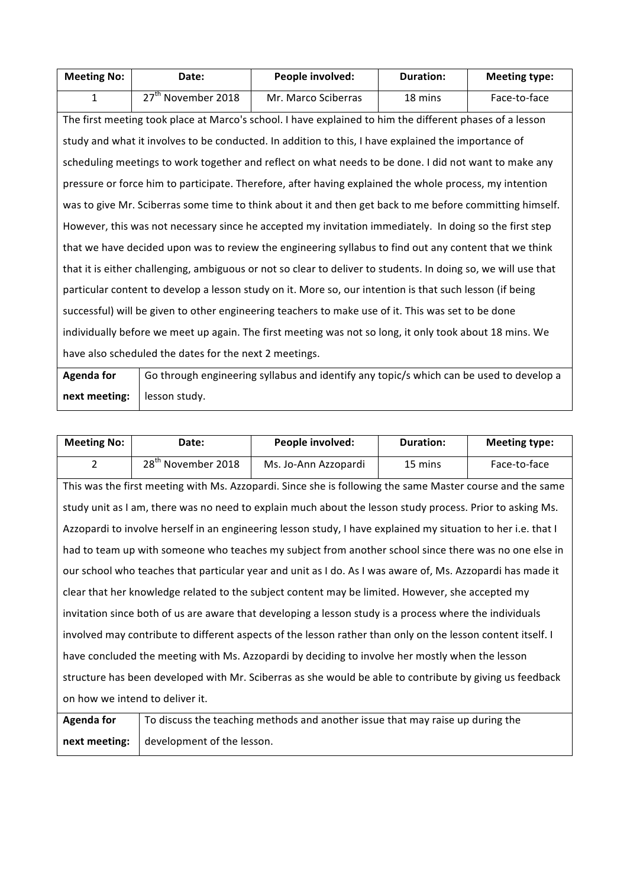| Meeting No: | Date: | People involved: | Duration: | Meeting type: |
|---|---|---|---|---|
| 1 | 27th November 2018 | Mr. Marco Sciberras | 18 mins | Face-to-face |

The first meeting took place at Marco's school. I have explained to him the different phases of a lesson study and what it involves to be conducted. In addition to this, I have explained the importance of scheduling meetings to work together and reflect on what needs to be done. I did not want to make any pressure or force him to participate. Therefore, after having explained the whole process, my intention was to give Mr. Sciberras some time to think about it and then get back to me before committing himself. However, this was not necessary since he accepted my invitation immediately. In doing so the first step that we have decided upon was to review the engineering syllabus to find out any content that we think that it is either challenging, ambiguous or not so clear to deliver to students. In doing so, we will use that particular content to develop a lesson study on it. More so, our intention is that such lesson (if being successful) will be given to other engineering teachers to make use of it. This was set to be done individually before we meet up again. The first meeting was not so long, it only took about 18 mins. We have also scheduled the dates for the next 2 meetings.

| **Agenda for next meeting:** | Go through engineering syllabus and identify any topic/s which can be used to develop a lesson study. |
|---|---|

| Meeting No: | Date: | People involved: | Duration: | Meeting type: |
|---|---|---|---|---|
| 2 | 28th November 2018 | Ms. Jo-Ann Azzopardi | 15 mins | Face-to-face |

This was the first meeting with Ms. Azzopardi. Since she is following the same Master course and the same study unit as I am, there was no need to explain much about the lesson study process. Prior to asking Ms. Azzopardi to involve herself in an engineering lesson study, I have explained my situation to her i.e. that I had to team up with someone who teaches my subject from another school since there was no one else in our school who teaches that particular year and unit as I do. As I was aware of, Ms. Azzopardi has made it clear that her knowledge related to the subject content may be limited. However, she accepted my invitation since both of us are aware that developing a lesson study is a process where the individuals involved may contribute to different aspects of the lesson rather than only on the lesson content itself. I have concluded the meeting with Ms. Azzopardi by deciding to involve her mostly when the lesson structure has been developed with Mr. Sciberras as she would be able to contribute by giving us feedback on how we intend to deliver it.

| **Agenda for next meeting:** | To discuss the teaching methods and another issue that may raise up during the development of the lesson. |
|---|---|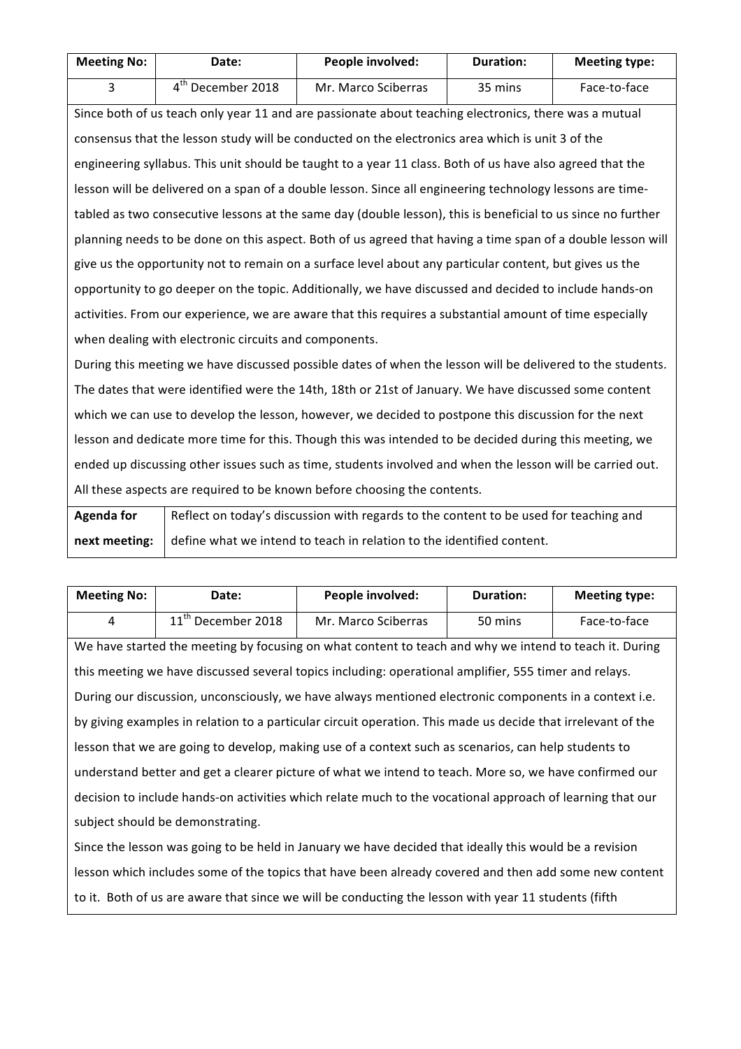| Meeting No: | Date: | People involved: | Duration: | Meeting type: |
|---|---|---|---|---|
| 3 | 4th December 2018 | Mr. Marco Sciberras | 35 mins | Face-to-face |

Since both of us teach only year 11 and are passionate about teaching electronics, there was a mutual consensus that the lesson study will be conducted on the electronics area which is unit 3 of the engineering syllabus. This unit should be taught to a year 11 class. Both of us have also agreed that the lesson will be delivered on a span of a double lesson. Since all engineering technology lessons are time-tabled as two consecutive lessons at the same day (double lesson), this is beneficial to us since no further planning needs to be done on this aspect. Both of us agreed that having a time span of a double lesson will give us the opportunity not to remain on a surface level about any particular content, but gives us the opportunity to go deeper on the topic. Additionally, we have discussed and decided to include hands-on activities. From our experience, we are aware that this requires a substantial amount of time especially when dealing with electronic circuits and components.

During this meeting we have discussed possible dates of when the lesson will be delivered to the students. The dates that were identified were the 14th, 18th or 21st of January. We have discussed some content which we can use to develop the lesson, however, we decided to postpone this discussion for the next lesson and dedicate more time for this. Though this was intended to be decided during this meeting, we ended up discussing other issues such as time, students involved and when the lesson will be carried out. All these aspects are required to be known before choosing the contents.

| **Agenda for next meeting:** | Reflect on today's discussion with regards to the content to be used for teaching and define what we intend to teach in relation to the identified content. |
|---|---|

| Meeting No: | Date: | People involved: | Duration: | Meeting type: |
|---|---|---|---|---|
| 4 | 11th December 2018 | Mr. Marco Sciberras | 50 mins | Face-to-face |

We have started the meeting by focusing on what content to teach and why we intend to teach it. During this meeting we have discussed several topics including: operational amplifier, 555 timer and relays. During our discussion, unconsciously, we have always mentioned electronic components in a context i.e. by giving examples in relation to a particular circuit operation. This made us decide that irrelevant of the lesson that we are going to develop, making use of a context such as scenarios, can help students to understand better and get a clearer picture of what we intend to teach. More so, we have confirmed our decision to include hands-on activities which relate much to the vocational approach of learning that our subject should be demonstrating.

Since the lesson was going to be held in January we have decided that ideally this would be a revision lesson which includes some of the topics that have been already covered and then add some new content to it. Both of us are aware that since we will be conducting the lesson with year 11 students (fifth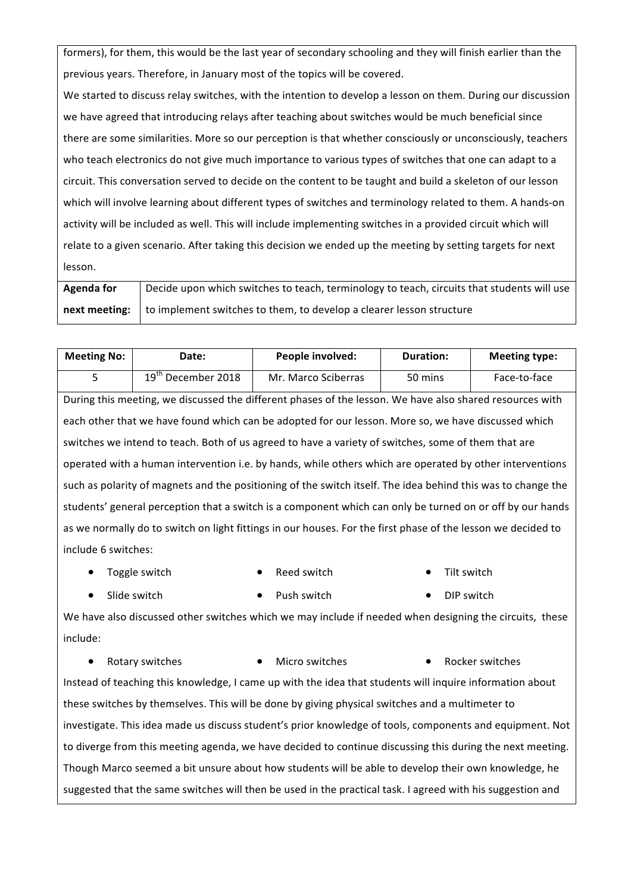formers), for them, this would be the last year of secondary schooling and they will finish earlier than the previous years. Therefore, in January most of the topics will be covered.

We started to discuss relay switches, with the intention to develop a lesson on them. During our discussion we have agreed that introducing relays after teaching about switches would be much beneficial since there are some similarities. More so our perception is that whether consciously or unconsciously, teachers who teach electronics do not give much importance to various types of switches that one can adapt to a circuit. This conversation served to decide on the content to be taught and build a skeleton of our lesson which will involve learning about different types of switches and terminology related to them. A hands-on activity will be included as well. This will include implementing switches in a provided circuit which will relate to a given scenario. After taking this decision we ended up the meeting by setting targets for next lesson.

| **Agenda for next meeting:** | Decide upon which switches to teach, terminology to teach, circuits that students will use to implement switches to them, to develop a clearer lesson structure |
|---|---|

| **Meeting No:** | **Date:** | **People involved:** | **Duration:** | **Meeting type:** |
|---|---|---|---|---|
| 5 | 19th December 2018 | Mr. Marco Sciberras | 50 mins | Face-to-face |

During this meeting, we discussed the different phases of the lesson. We have also shared resources with each other that we have found which can be adopted for our lesson. More so, we have discussed which switches we intend to teach. Both of us agreed to have a variety of switches, some of them that are operated with a human intervention i.e. by hands, while others which are operated by other interventions such as polarity of magnets and the positioning of the switch itself. The idea behind this was to change the students' general perception that a switch is a component which can only be turned on or off by our hands as we normally do to switch on light fittings in our houses. For the first phase of the lesson we decided to include 6 switches:

- Toggle switch
- Reed switch
- Tilt switch
- Slide switch
- Push switch
- DIP switch

We have also discussed other switches which we may include if needed when designing the circuits, these include:

- Rotary switches
- Micro switches
- Rocker switches

Instead of teaching this knowledge, I came up with the idea that students will inquire information about these switches by themselves. This will be done by giving physical switches and a multimeter to investigate. This idea made us discuss student's prior knowledge of tools, components and equipment. Not to diverge from this meeting agenda, we have decided to continue discussing this during the next meeting. Though Marco seemed a bit unsure about how students will be able to develop their own knowledge, he suggested that the same switches will then be used in the practical task. I agreed with his suggestion and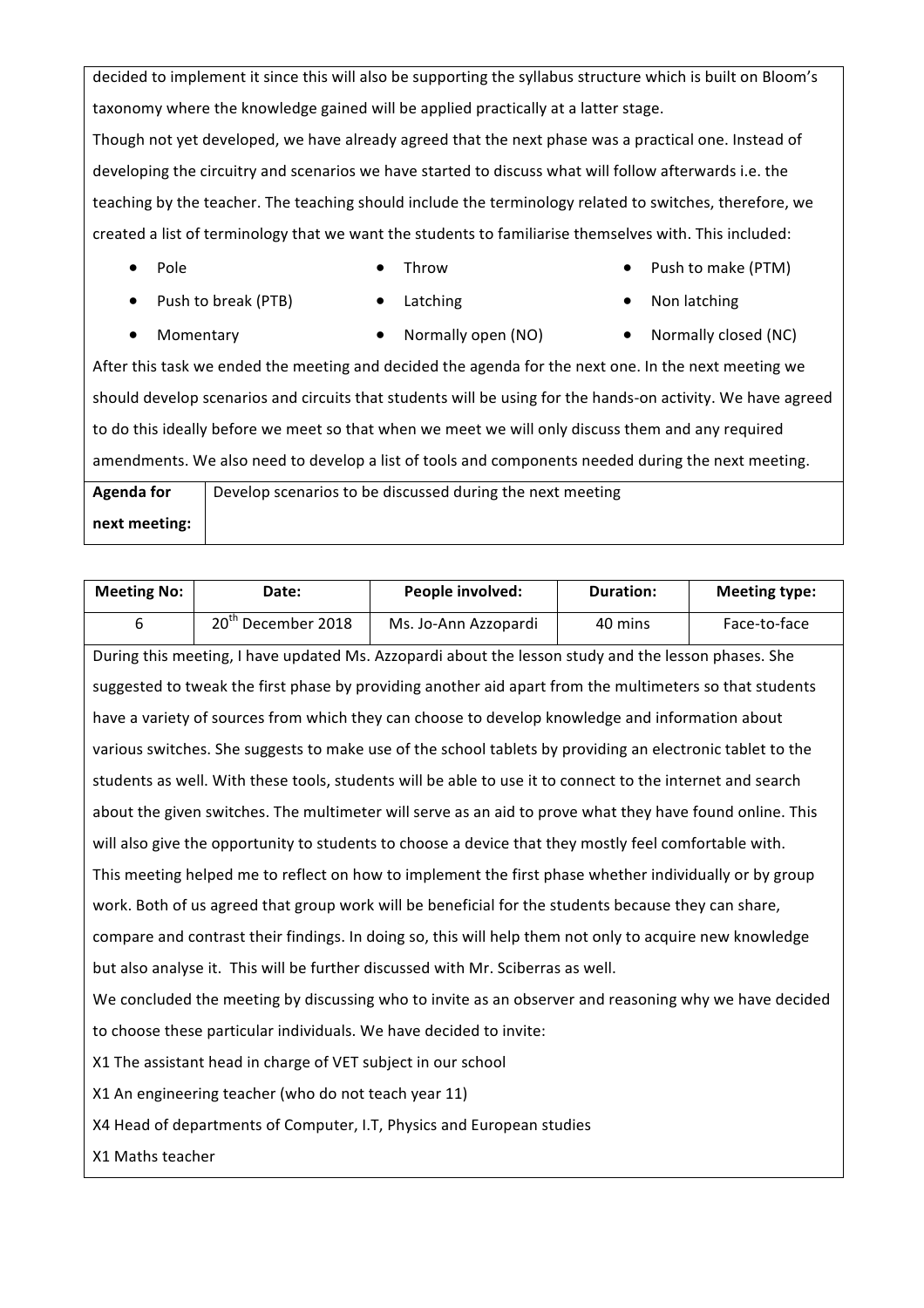decided to implement it since this will also be supporting the syllabus structure which is built on Bloom's taxonomy where the knowledge gained will be applied practically at a latter stage.

Though not yet developed, we have already agreed that the next phase was a practical one. Instead of developing the circuitry and scenarios we have started to discuss what will follow afterwards i.e. the teaching by the teacher. The teaching should include the terminology related to switches, therefore, we created a list of terminology that we want the students to familiarise themselves with. This included:

- Pole
- Throw
- Push to make (PTM)
- Push to break (PTB)
- Latching
- Non latching
- Momentary
- Normally open (NO)
- Normally closed (NC)

After this task we ended the meeting and decided the agenda for the next one. In the next meeting we should develop scenarios and circuits that students will be using for the hands-on activity. We have agreed to do this ideally before we meet so that when we meet we will only discuss them and any required amendments. We also need to develop a list of tools and components needed during the next meeting.

| **Agenda for next meeting:** | Develop scenarios to be discussed during the next meeting |
| --- | --- |

| **Meeting No:** | **Date:** | **People involved:** | **Duration:** | **Meeting type:** |
| --- | --- | --- | --- | --- |
| 6 | 20th December 2018 | Ms. Jo-Ann Azzopardi | 40 mins | Face-to-face |

During this meeting, I have updated Ms. Azzopardi about the lesson study and the lesson phases. She suggested to tweak the first phase by providing another aid apart from the multimeters so that students have a variety of sources from which they can choose to develop knowledge and information about various switches. She suggests to make use of the school tablets by providing an electronic tablet to the students as well. With these tools, students will be able to use it to connect to the internet and search about the given switches. The multimeter will serve as an aid to prove what they have found online. This will also give the opportunity to students to choose a device that they mostly feel comfortable with.

This meeting helped me to reflect on how to implement the first phase whether individually or by group work. Both of us agreed that group work will be beneficial for the students because they can share, compare and contrast their findings. In doing so, this will help them not only to acquire new knowledge but also analyse it. This will be further discussed with Mr. Sciberras as well.

We concluded the meeting by discussing who to invite as an observer and reasoning why we have decided to choose these particular individuals. We have decided to invite:

X1 The assistant head in charge of VET subject in our school

X1 An engineering teacher (who do not teach year 11)

X4 Head of departments of Computer, I.T, Physics and European studies

X1 Maths teacher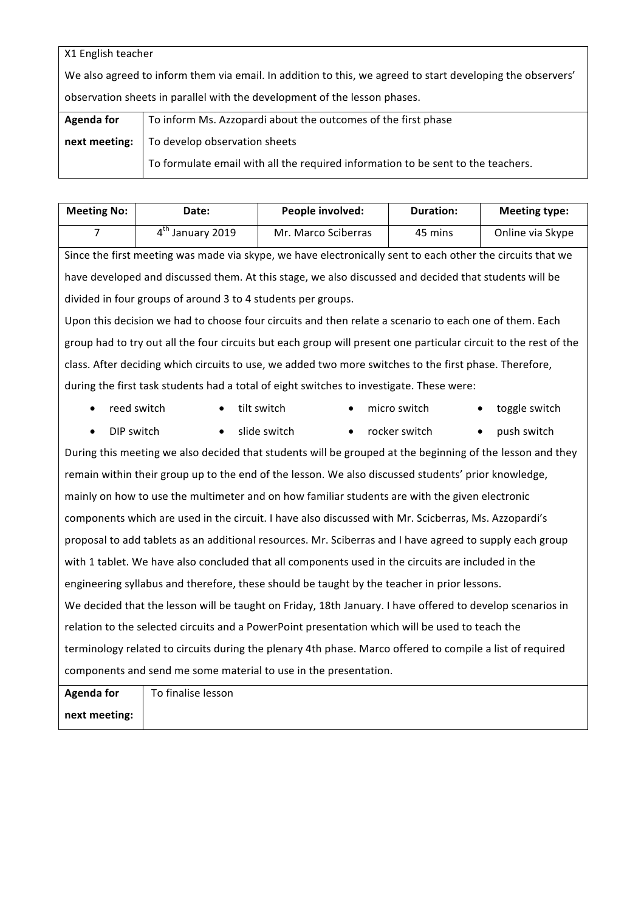| X1 English teacher<br>We also agreed to inform them via email. In addition to this, we agreed to start developing the observers' observation sheets in parallel with the development of the lesson phases. | |
|---|---|
| **Agenda for next meeting:** | To inform Ms. Azzopardi about the outcomes of the first phase<br>To develop observation sheets<br>To formulate email with all the required information to be sent to the teachers. |

| Meeting No: | Date: | People involved: | Duration: | Meeting type: |
|---|---|---|---|---|
| 7 | 4th January 2019 | Mr. Marco Sciberras | 45 mins | Online via Skype |

Since the first meeting was made via skype, we have electronically sent to each other the circuits that we have developed and discussed them. At this stage, we also discussed and decided that students will be divided in four groups of around 3 to 4 students per groups.

Upon this decision we had to choose four circuits and then relate a scenario to each one of them. Each group had to try out all the four circuits but each group will present one particular circuit to the rest of the class. After deciding which circuits to use, we added two more switches to the first phase. Therefore, during the first task students had a total of eight switches to investigate. These were:

- reed switch
- tilt switch
- micro switch
- toggle switch
- DIP switch
- slide switch
- rocker switch
- push switch

During this meeting we also decided that students will be grouped at the beginning of the lesson and they remain within their group up to the end of the lesson. We also discussed students' prior knowledge, mainly on how to use the multimeter and on how familiar students are with the given electronic components which are used in the circuit. I have also discussed with Mr. Scicberras, Ms. Azzopardi's proposal to add tablets as an additional resources. Mr. Sciberras and I have agreed to supply each group with 1 tablet. We have also concluded that all components used in the circuits are included in the engineering syllabus and therefore, these should be taught by the teacher in prior lessons.

We decided that the lesson will be taught on Friday, 18th January. I have offered to develop scenarios in relation to the selected circuits and a PowerPoint presentation which will be used to teach the terminology related to circuits during the plenary 4th phase. Marco offered to compile a list of required components and send me some material to use in the presentation.

| **Agenda for next meeting:** | To finalise lesson |
|---|---|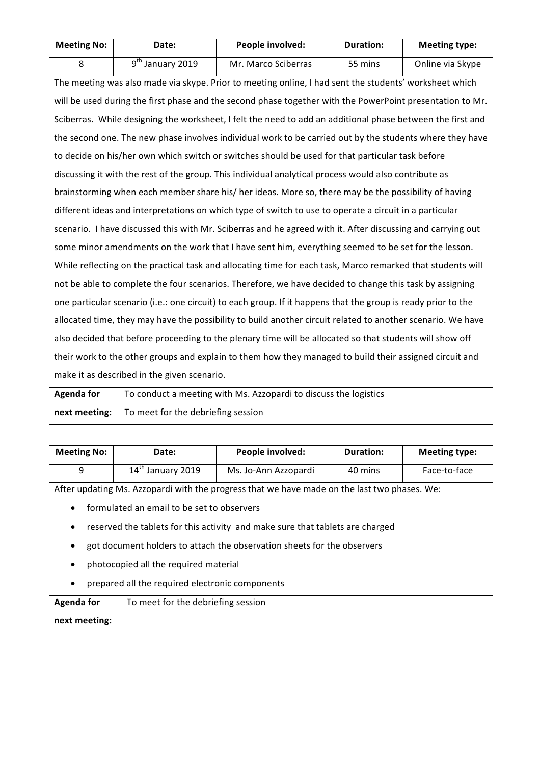| Meeting No: | Date: | People involved: | Duration: | Meeting type: |
|---|---|---|---|---|
| 8 | 9th January 2019 | Mr. Marco Sciberras | 55 mins | Online via Skype |

The meeting was also made via skype. Prior to meeting online, I had sent the students' worksheet which will be used during the first phase and the second phase together with the PowerPoint presentation to Mr. Sciberras. While designing the worksheet, I felt the need to add an additional phase between the first and the second one. The new phase involves individual work to be carried out by the students where they have to decide on his/her own which switch or switches should be used for that particular task before discussing it with the rest of the group. This individual analytical process would also contribute as brainstorming when each member share his/ her ideas. More so, there may be the possibility of having different ideas and interpretations on which type of switch to use to operate a circuit in a particular scenario. I have discussed this with Mr. Sciberras and he agreed with it. After discussing and carrying out some minor amendments on the work that I have sent him, everything seemed to be set for the lesson. While reflecting on the practical task and allocating time for each task, Marco remarked that students will not be able to complete the four scenarios. Therefore, we have decided to change this task by assigning one particular scenario (i.e.: one circuit) to each group. If it happens that the group is ready prior to the allocated time, they may have the possibility to build another circuit related to another scenario. We have also decided that before proceeding to the plenary time will be allocated so that students will show off their work to the other groups and explain to them how they managed to build their assigned circuit and make it as described in the given scenario.

| **Agenda for next meeting:** | To conduct a meeting with Ms. Azzopardi to discuss the logistics<br>To meet for the debriefing session |
|---|---|

| Meeting No: | Date: | People involved: | Duration: | Meeting type: |
|---|---|---|---|---|
| 9 | 14th January 2019 | Ms. Jo-Ann Azzopardi | 40 mins | Face-to-face |

After updating Ms. Azzopardi with the progress that we have made on the last two phases. We:

- formulated an email to be set to observers
- reserved the tablets for this activity and make sure that tablets are charged
- got document holders to attach the observation sheets for the observers
- photocopied all the required material
- prepared all the required electronic components

| **Agenda for next meeting:** | To meet for the debriefing session |
|---|---|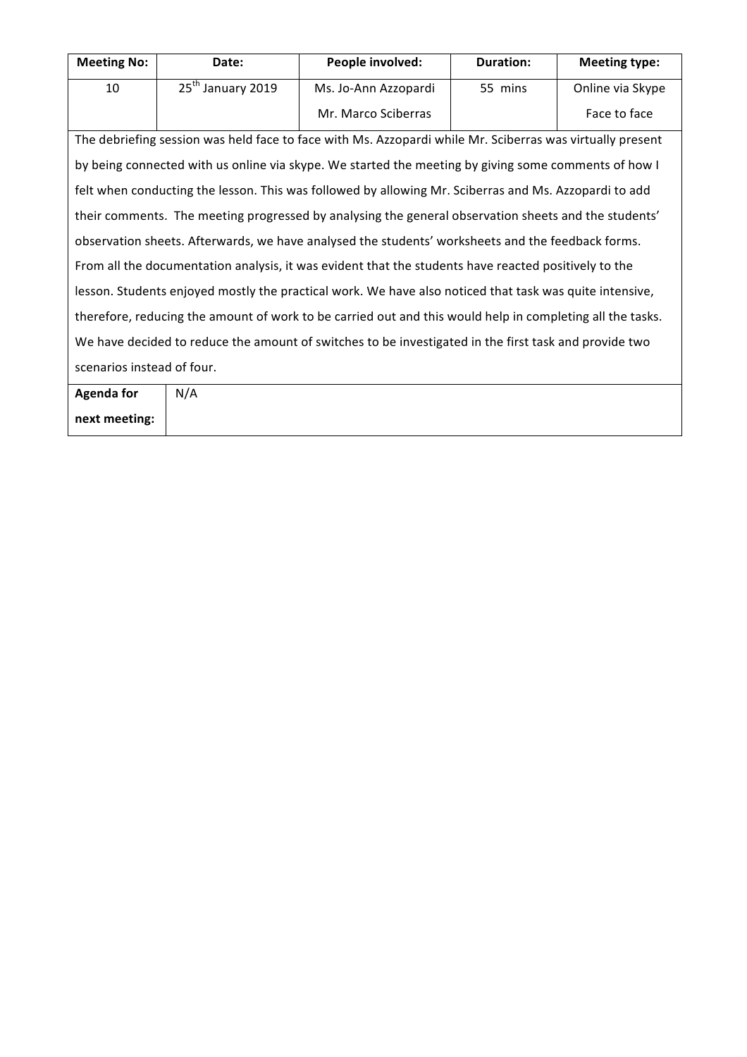| Meeting No: | Date: | People involved: | Duration: | Meeting type: |
|---|---|---|---|---|
| 10 | 25th January 2019 | Ms. Jo-Ann Azzopardi<br>Mr. Marco Sciberras | 55 mins | Online via Skype<br>Face to face |

The debriefing session was held face to face with Ms. Azzopardi while Mr. Sciberras was virtually present by being connected with us online via skype. We started the meeting by giving some comments of how I felt when conducting the lesson. This was followed by allowing Mr. Sciberras and Ms. Azzopardi to add their comments. The meeting progressed by analysing the general observation sheets and the students' observation sheets. Afterwards, we have analysed the students' worksheets and the feedback forms. From all the documentation analysis, it was evident that the students have reacted positively to the lesson. Students enjoyed mostly the practical work. We have also noticed that task was quite intensive, therefore, reducing the amount of work to be carried out and this would help in completing all the tasks. We have decided to reduce the amount of switches to be investigated in the first task and provide two scenarios instead of four.

| | |
|---|---|
| **Agenda for next meeting:** | N/A |